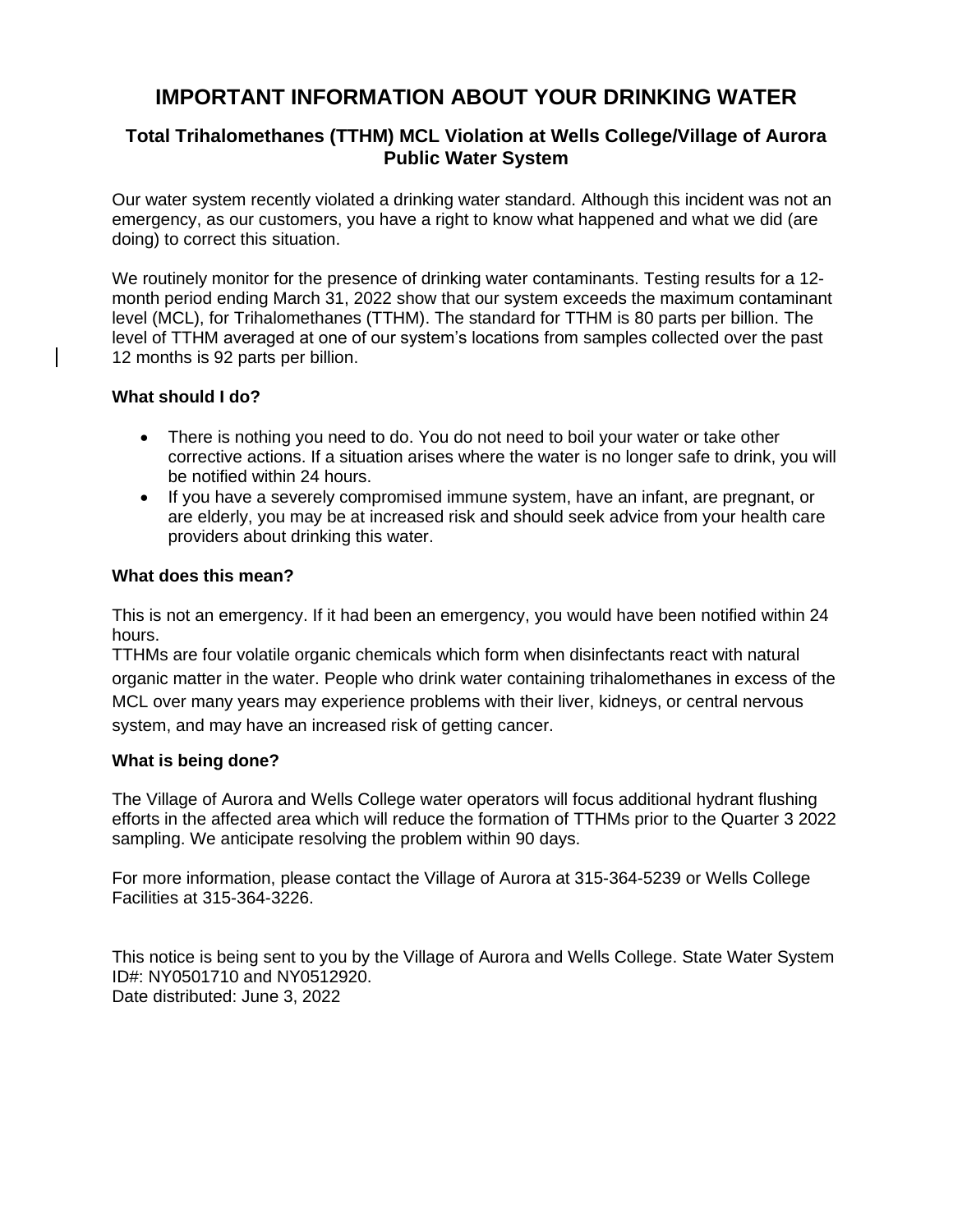# IMPORTANT INFORMATION ABOUT YOUR DRINKING WATER

## Total Trihalomethanes (TTHM) MCL Violation at Wells College/Village of Aurora Public Water System

Our water system recently violated a drinking water standard. Although this incident was not an emergency, as our customers, you have a right to know what happened and what we did (are doing) to correct this situation.

We routinely monitor for the presence of drinking water contaminants. Testing results for a 12-month period ending March 31, 2022 show that our system exceeds the maximum contaminant level (MCL), for Trihalomethanes (TTHM). The standard for TTHM is 80 parts per billion. The level of TTHM averaged at one of our system's locations from samples collected over the past 12 months is 92 parts per billion.

### What should I do?

- There is nothing you need to do. You do not need to boil your water or take other corrective actions. If a situation arises where the water is no longer safe to drink, you will be notified within 24 hours.
- If you have a severely compromised immune system, have an infant, are pregnant, or are elderly, you may be at increased risk and should seek advice from your health care providers about drinking this water.

### What does this mean?

This is not an emergency. If it had been an emergency, you would have been notified within 24 hours.
TTHMs are four volatile organic chemicals which form when disinfectants react with natural organic matter in the water. People who drink water containing trihalomethanes in excess of the MCL over many years may experience problems with their liver, kidneys, or central nervous system, and may have an increased risk of getting cancer.

### What is being done?

The Village of Aurora and Wells College water operators will focus additional hydrant flushing efforts in the affected area which will reduce the formation of TTHMs prior to the Quarter 3 2022 sampling. We anticipate resolving the problem within 90 days.

For more information, please contact the Village of Aurora at 315-364-5239 or Wells College Facilities at 315-364-3226.

This notice is being sent to you by the Village of Aurora and Wells College. State Water System ID#: NY0501710 and NY0512920.
Date distributed: June 3, 2022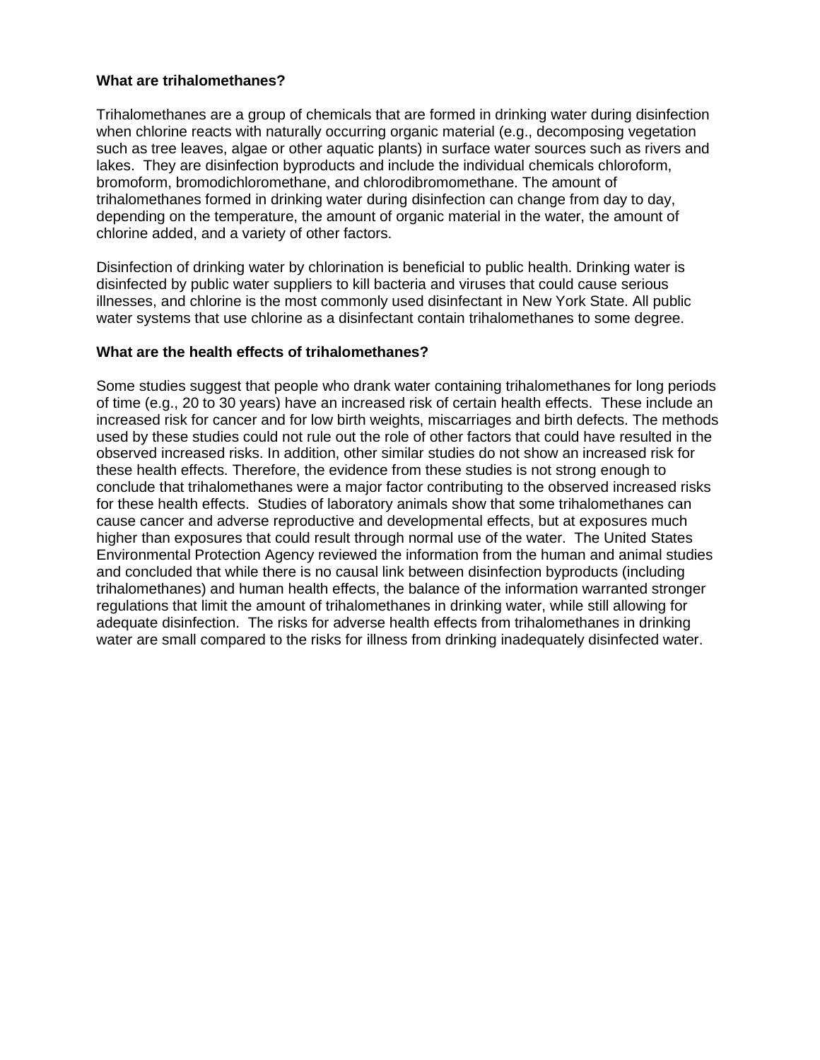**What are trihalomethanes?**

Trihalomethanes are a group of chemicals that are formed in drinking water during disinfection when chlorine reacts with naturally occurring organic material (e.g., decomposing vegetation such as tree leaves, algae or other aquatic plants) in surface water sources such as rivers and lakes. They are disinfection byproducts and include the individual chemicals chloroform, bromoform, bromodichloromethane, and chlorodibromomethane. The amount of trihalomethanes formed in drinking water during disinfection can change from day to day, depending on the temperature, the amount of organic material in the water, the amount of chlorine added, and a variety of other factors.

Disinfection of drinking water by chlorination is beneficial to public health. Drinking water is disinfected by public water suppliers to kill bacteria and viruses that could cause serious illnesses, and chlorine is the most commonly used disinfectant in New York State. All public water systems that use chlorine as a disinfectant contain trihalomethanes to some degree.

**What are the health effects of trihalomethanes?**

Some studies suggest that people who drank water containing trihalomethanes for long periods of time (e.g., 20 to 30 years) have an increased risk of certain health effects. These include an increased risk for cancer and for low birth weights, miscarriages and birth defects. The methods used by these studies could not rule out the role of other factors that could have resulted in the observed increased risks. In addition, other similar studies do not show an increased risk for these health effects. Therefore, the evidence from these studies is not strong enough to conclude that trihalomethanes were a major factor contributing to the observed increased risks for these health effects. Studies of laboratory animals show that some trihalomethanes can cause cancer and adverse reproductive and developmental effects, but at exposures much higher than exposures that could result through normal use of the water. The United States Environmental Protection Agency reviewed the information from the human and animal studies and concluded that while there is no causal link between disinfection byproducts (including trihalomethanes) and human health effects, the balance of the information warranted stronger regulations that limit the amount of trihalomethanes in drinking water, while still allowing for adequate disinfection. The risks for adverse health effects from trihalomethanes in drinking water are small compared to the risks for illness from drinking inadequately disinfected water.